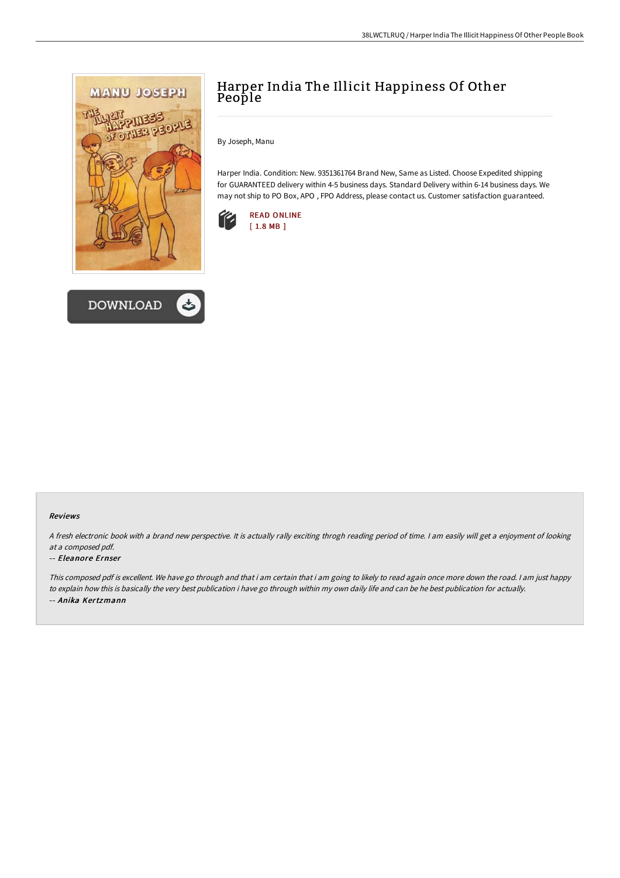# Harper India The Illicit Happiness Of Other People

By Joseph, Manu

Harper India. Condition: New. 9351361764 Brand New, Same as Listed. Choose Expedited shipping for GUARANTEED delivery within 4-5 business days. Standard Delivery within 6-14 business days. We may not ship to PO Box, APO , FPO Address, please contact us. Customer satisfaction guaranteed.

READ ONLINE
[ 1.8 MB ]

DOWNLOAD

### Reviews

*A fresh electronic book with a brand new perspective. It is actually rally exciting throgh reading period of time. I am easily will get a enjoyment of looking at a composed pdf.*

-- *Eleanore Ernser*

*This composed pdf is excellent. We have go through and that i am certain that i am going to likely to read again once more down the road. I am just happy to explain how this is basically the very best publication i have go through within my own daily life and can be he best publication for actually.*

-- *Anika Kertzmann*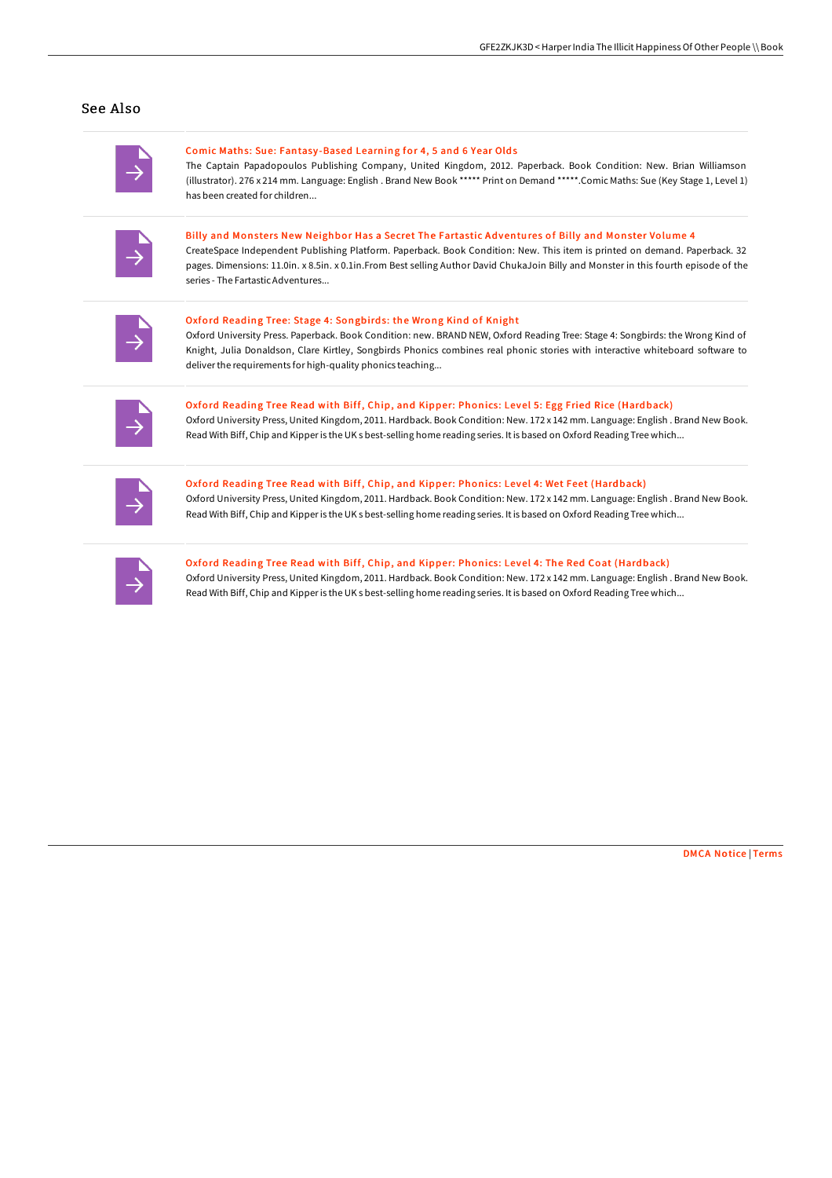## See Also

### Comic Maths: Sue: Fantasy-Based Learning for 4, 5 and 6 Year Olds

The Captain Papadopoulos Publishing Company, United Kingdom, 2012. Paperback. Book Condition: New. Brian Williamson (illustrator). 276 x 214 mm. Language: English . Brand New Book ***** Print on Demand *****.Comic Maths: Sue (Key Stage 1, Level 1) has been created for children...

### Billy and Monsters New Neighbor Has a Secret The Fartastic Adventures of Billy and Monster Volume 4

CreateSpace Independent Publishing Platform. Paperback. Book Condition: New. This item is printed on demand. Paperback. 32 pages. Dimensions: 11.0in. x 8.5in. x 0.1in.From Best selling Author David ChukaJoin Billy and Monster in this fourth episode of the series - The Fartastic Adventures...

### Oxford Reading Tree: Stage 4: Songbirds: the Wrong Kind of Knight

Oxford University Press. Paperback. Book Condition: new. BRAND NEW, Oxford Reading Tree: Stage 4: Songbirds: the Wrong Kind of Knight, Julia Donaldson, Clare Kirtley, Songbirds Phonics combines real phonic stories with interactive whiteboard software to deliver the requirements for high-quality phonics teaching...

### Oxford Reading Tree Read with Biff, Chip, and Kipper: Phonics: Level 5: Egg Fried Rice (Hardback)

Oxford University Press, United Kingdom, 2011. Hardback. Book Condition: New. 172 x 142 mm. Language: English . Brand New Book. Read With Biff, Chip and Kipper is the UK s best-selling home reading series. It is based on Oxford Reading Tree which...

### Oxford Reading Tree Read with Biff, Chip, and Kipper: Phonics: Level 4: Wet Feet (Hardback)

Oxford University Press, United Kingdom, 2011. Hardback. Book Condition: New. 172 x 142 mm. Language: English . Brand New Book. Read With Biff, Chip and Kipper is the UK s best-selling home reading series. It is based on Oxford Reading Tree which...

### Oxford Reading Tree Read with Biff, Chip, and Kipper: Phonics: Level 4: The Red Coat (Hardback)

Oxford University Press, United Kingdom, 2011. Hardback. Book Condition: New. 172 x 142 mm. Language: English . Brand New Book. Read With Biff, Chip and Kipper is the UK s best-selling home reading series. It is based on Oxford Reading Tree which...